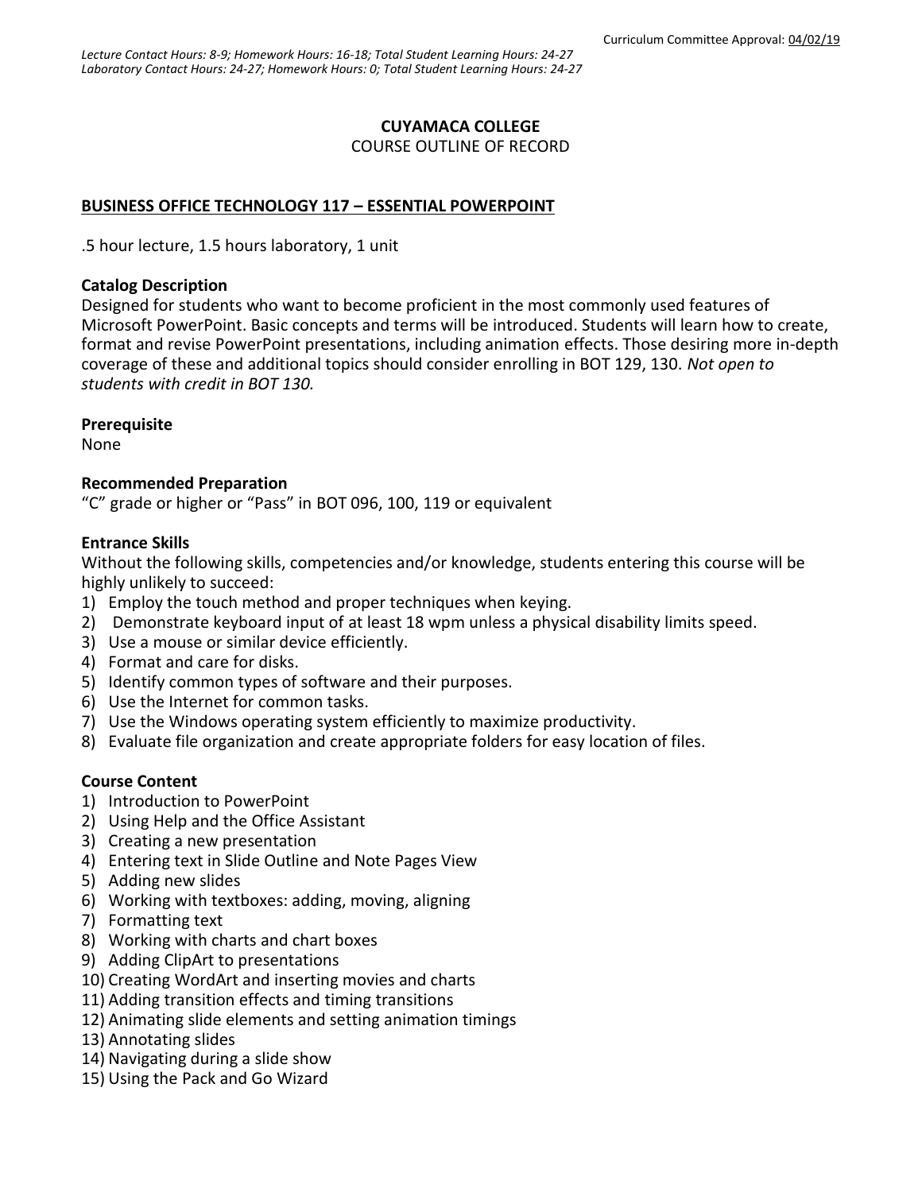Curriculum Committee Approval: 04/02/19

*Lecture Contact Hours: 8-9; Homework Hours: 16-18; Total Student Learning Hours: 24-27*
*Laboratory Contact Hours: 24-27; Homework Hours: 0; Total Student Learning Hours: 24-27*

**CUYAMACA COLLEGE**
COURSE OUTLINE OF RECORD

## BUSINESS OFFICE TECHNOLOGY 117 – ESSENTIAL POWERPOINT

.5 hour lecture, 1.5 hours laboratory, 1 unit

### Catalog Description

Designed for students who want to become proficient in the most commonly used features of Microsoft PowerPoint. Basic concepts and terms will be introduced. Students will learn how to create, format and revise PowerPoint presentations, including animation effects. Those desiring more in-depth coverage of these and additional topics should consider enrolling in BOT 129, 130. *Not open to students with credit in BOT 130.*

### Prerequisite

None

### Recommended Preparation

"C" grade or higher or "Pass" in BOT 096, 100, 119 or equivalent

### Entrance Skills

Without the following skills, competencies and/or knowledge, students entering this course will be highly unlikely to succeed:

1) Employ the touch method and proper techniques when keying.
2) Demonstrate keyboard input of at least 18 wpm unless a physical disability limits speed.
3) Use a mouse or similar device efficiently.
4) Format and care for disks.
5) Identify common types of software and their purposes.
6) Use the Internet for common tasks.
7) Use the Windows operating system efficiently to maximize productivity.
8) Evaluate file organization and create appropriate folders for easy location of files.

### Course Content

1) Introduction to PowerPoint
2) Using Help and the Office Assistant
3) Creating a new presentation
4) Entering text in Slide Outline and Note Pages View
5) Adding new slides
6) Working with textboxes: adding, moving, aligning
7) Formatting text
8) Working with charts and chart boxes
9) Adding ClipArt to presentations
10) Creating WordArt and inserting movies and charts
11) Adding transition effects and timing transitions
12) Animating slide elements and setting animation timings
13) Annotating slides
14) Navigating during a slide show
15) Using the Pack and Go Wizard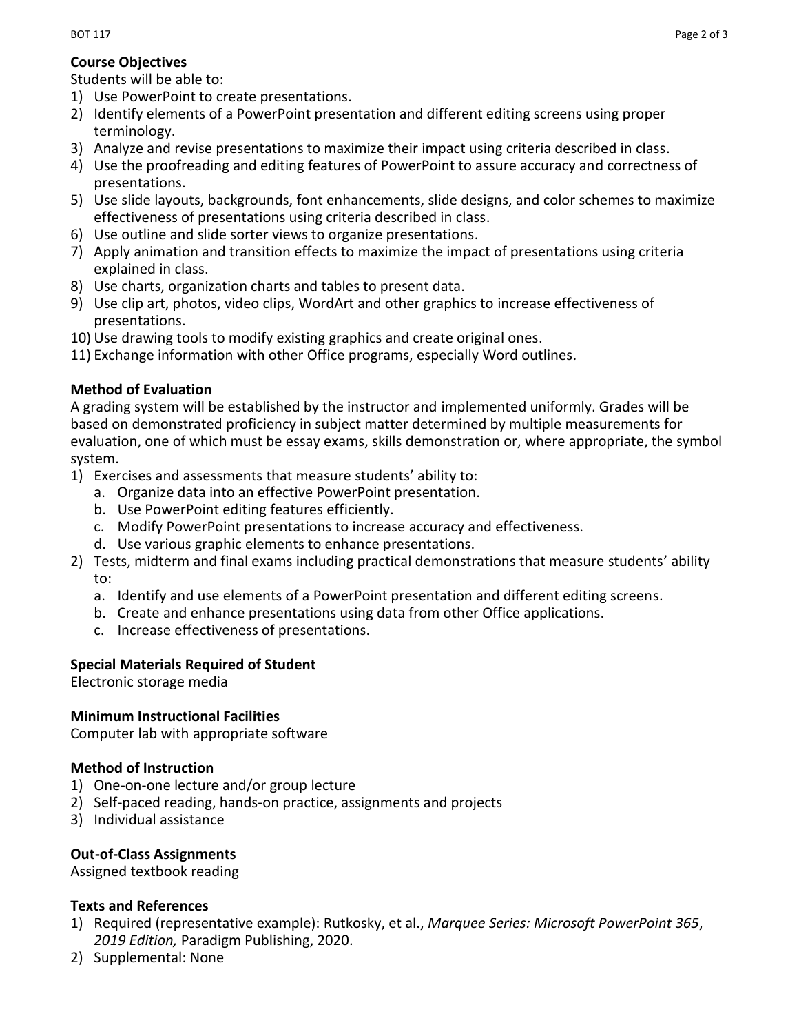## Course Objectives

Students will be able to:

1) Use PowerPoint to create presentations.
2) Identify elements of a PowerPoint presentation and different editing screens using proper terminology.
3) Analyze and revise presentations to maximize their impact using criteria described in class.
4) Use the proofreading and editing features of PowerPoint to assure accuracy and correctness of presentations.
5) Use slide layouts, backgrounds, font enhancements, slide designs, and color schemes to maximize effectiveness of presentations using criteria described in class.
6) Use outline and slide sorter views to organize presentations.
7) Apply animation and transition effects to maximize the impact of presentations using criteria explained in class.
8) Use charts, organization charts and tables to present data.
9) Use clip art, photos, video clips, WordArt and other graphics to increase effectiveness of presentations.
10) Use drawing tools to modify existing graphics and create original ones.
11) Exchange information with other Office programs, especially Word outlines.

## Method of Evaluation

A grading system will be established by the instructor and implemented uniformly. Grades will be based on demonstrated proficiency in subject matter determined by multiple measurements for evaluation, one of which must be essay exams, skills demonstration or, where appropriate, the symbol system.

1) Exercises and assessments that measure students' ability to:
   a. Organize data into an effective PowerPoint presentation.
   b. Use PowerPoint editing features efficiently.
   c. Modify PowerPoint presentations to increase accuracy and effectiveness.
   d. Use various graphic elements to enhance presentations.
2) Tests, midterm and final exams including practical demonstrations that measure students' ability to:
   a. Identify and use elements of a PowerPoint presentation and different editing screens.
   b. Create and enhance presentations using data from other Office applications.
   c. Increase effectiveness of presentations.

## Special Materials Required of Student

Electronic storage media

## Minimum Instructional Facilities

Computer lab with appropriate software

## Method of Instruction

1) One-on-one lecture and/or group lecture
2) Self-paced reading, hands-on practice, assignments and projects
3) Individual assistance

## Out-of-Class Assignments

Assigned textbook reading

## Texts and References

1) Required (representative example): Rutkosky, et al., *Marquee Series: Microsoft PowerPoint 365*, *2019 Edition,* Paradigm Publishing, 2020.
2) Supplemental: None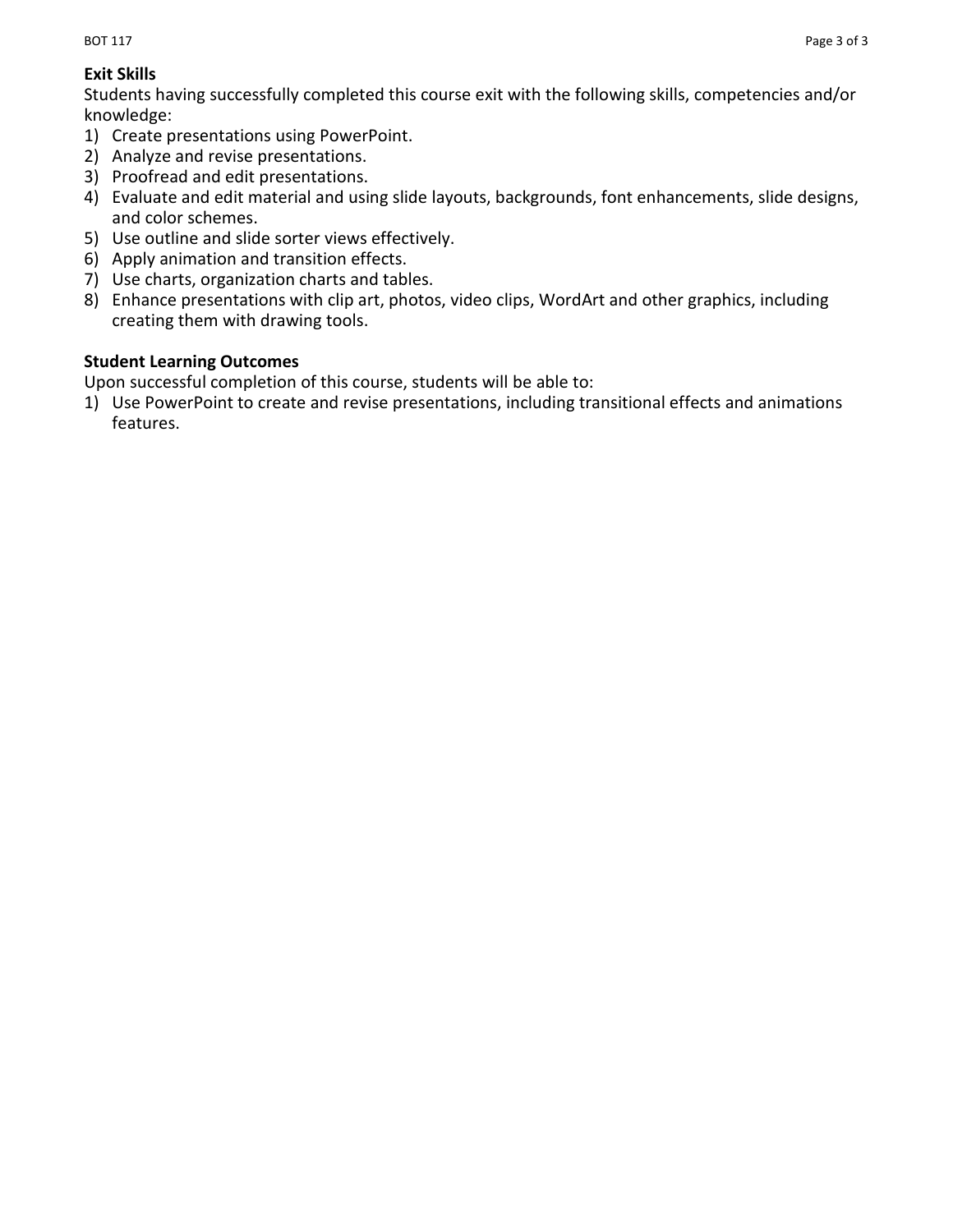**Exit Skills**

Students having successfully completed this course exit with the following skills, competencies and/or knowledge:

1) Create presentations using PowerPoint.
2) Analyze and revise presentations.
3) Proofread and edit presentations.
4) Evaluate and edit material and using slide layouts, backgrounds, font enhancements, slide designs, and color schemes.
5) Use outline and slide sorter views effectively.
6) Apply animation and transition effects.
7) Use charts, organization charts and tables.
8) Enhance presentations with clip art, photos, video clips, WordArt and other graphics, including creating them with drawing tools.

**Student Learning Outcomes**

Upon successful completion of this course, students will be able to:

1) Use PowerPoint to create and revise presentations, including transitional effects and animations features.